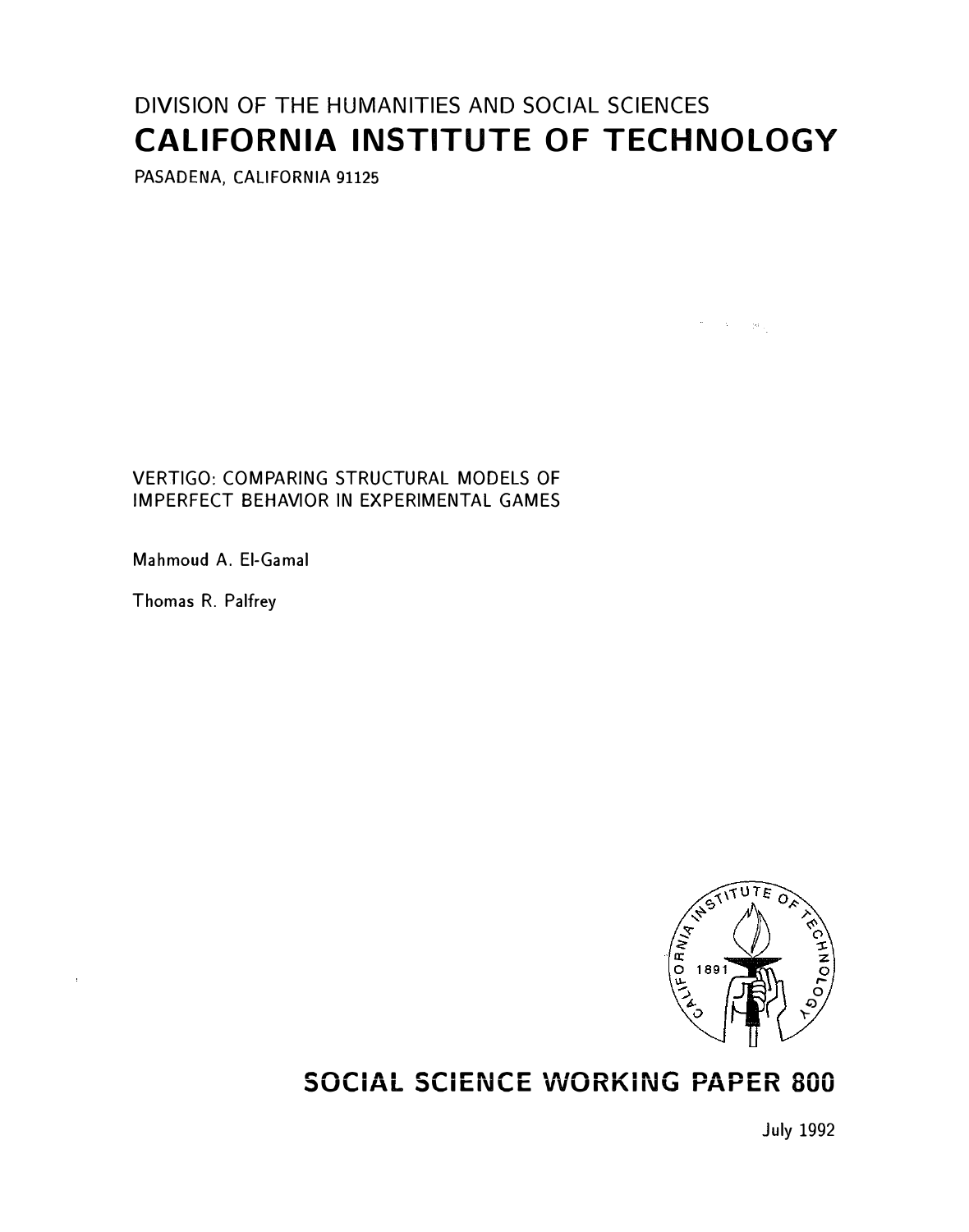DIVISION OF THE HUMANITIES AND SOCIAL SCIENCES

# CALIFORNIA INSTITUTE OF TECHNOLOGY

PASADENA, CALIFORNIA 91125

## VERTIGO: COMPARING STRUCTURAL MODELS OF IMPERFECT BEHAVIOR IN EXPERIMENTAL GAMES

Mahmoud A. El-Gamal

Thomas R. Palfrey

**SOCIAL SCIENCE WORKING PAPER 800**

July 1992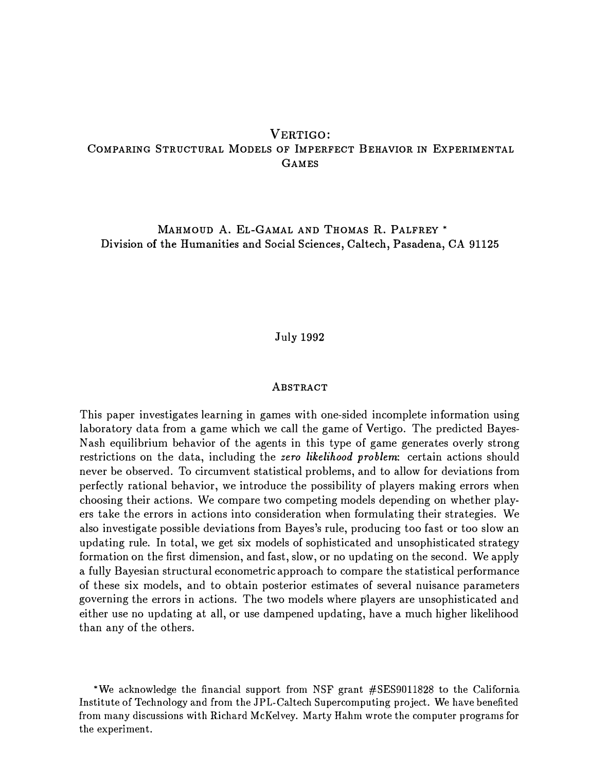# VERTIGO:
## COMPARING STRUCTURAL MODELS OF IMPERFECT BEHAVIOR IN EXPERIMENTAL GAMES

MAHMOUD A. EL-GAMAL AND THOMAS R. PALFREY *

Division of the Humanities and Social Sciences, Caltech, Pasadena, CA 91125

July 1992

### ABSTRACT

This paper investigates learning in games with one-sided incomplete information using laboratory data from a game which we call the game of Vertigo. The predicted Bayes-Nash equilibrium behavior of the agents in this type of game generates overly strong restrictions on the data, including the ***zero likelihood problem***: certain actions should never be observed. To circumvent statistical problems, and to allow for deviations from perfectly rational behavior, we introduce the possibility of players making errors when choosing their actions. We compare two competing models depending on whether players take the errors in actions into consideration when formulating their strategies. We also investigate possible deviations from Bayes's rule, producing too fast or too slow an updating rule. In total, we get six models of sophisticated and unsophisticated strategy formation on the first dimension, and fast, slow, or no updating on the second. We apply a fully Bayesian structural econometric approach to compare the statistical performance of these six models, and to obtain posterior estimates of several nuisance parameters governing the errors in actions. The two models where players are unsophisticated and either use no updating at all, or use dampened updating, have a much higher likelihood than any of the others.

*We acknowledge the financial support from NSF grant #SES9011828 to the California Institute of Technology and from the JPL-Caltech Supercomputing project. We have benefited from many discussions with Richard McKelvey. Marty Hahm wrote the computer programs for the experiment.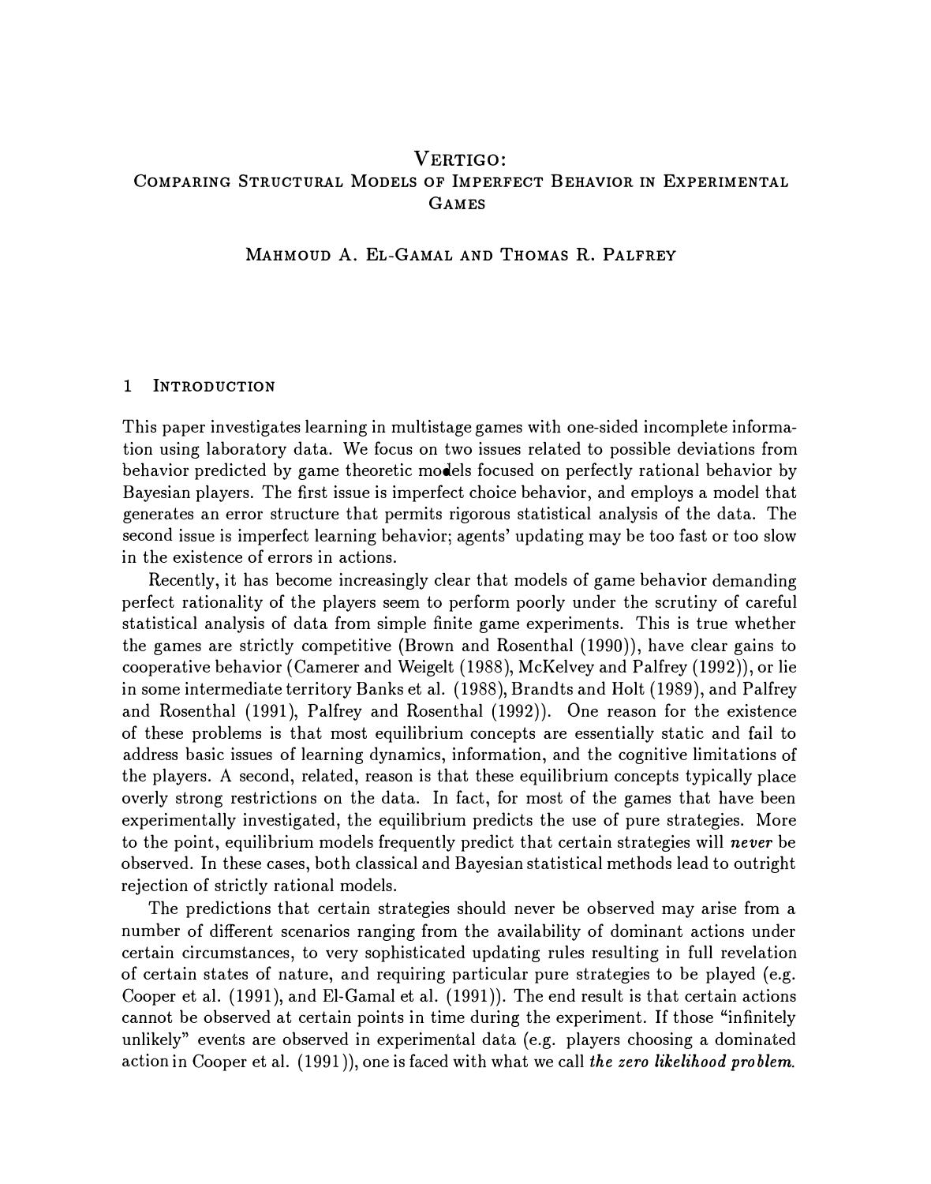# Vertigo: Comparing Structural Models of Imperfect Behavior in Experimental Games

**Mahmoud A. El-Gamal and Thomas R. Palfrey**

## 1 Introduction

This paper investigates learning in multistage games with one-sided incomplete information using laboratory data. We focus on two issues related to possible deviations from behavior predicted by game theoretic models focused on perfectly rational behavior by Bayesian players. The first issue is imperfect choice behavior, and employs a model that generates an error structure that permits rigorous statistical analysis of the data. The second issue is imperfect learning behavior; agents' updating may be too fast or too slow in the existence of errors in actions.

Recently, it has become increasingly clear that models of game behavior demanding perfect rationality of the players seem to perform poorly under the scrutiny of careful statistical analysis of data from simple finite game experiments. This is true whether the games are strictly competitive (Brown and Rosenthal (1990)), have clear gains to cooperative behavior (Camerer and Weigelt (1988), McKelvey and Palfrey (1992)), or lie in some intermediate territory Banks et al. (1988), Brandts and Holt (1989), and Palfrey and Rosenthal (1991), Palfrey and Rosenthal (1992)). One reason for the existence of these problems is that most equilibrium concepts are essentially static and fail to address basic issues of learning dynamics, information, and the cognitive limitations of the players. A second, related, reason is that these equilibrium concepts typically place overly strong restrictions on the data. In fact, for most of the games that have been experimentally investigated, the equilibrium predicts the use of pure strategies. More to the point, equilibrium models frequently predict that certain strategies will *never* be observed. In these cases, both classical and Bayesian statistical methods lead to outright rejection of strictly rational models.

The predictions that certain strategies should never be observed may arise from a number of different scenarios ranging from the availability of dominant actions under certain circumstances, to very sophisticated updating rules resulting in full revelation of certain states of nature, and requiring particular pure strategies to be played (e.g. Cooper et al. (1991), and El-Gamal et al. (1991)). The end result is that certain actions cannot be observed at certain points in time during the experiment. If those "infinitely unlikely" events are observed in experimental data (e.g. players choosing a dominated action in Cooper et al. (1991)), one is faced with what we call *the zero likelihood problem.*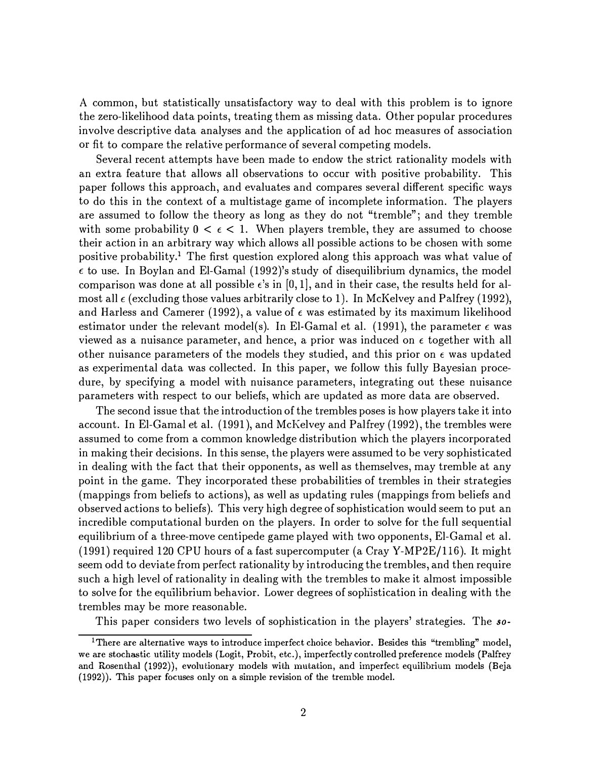A common, but statistically unsatisfactory way to deal with this problem is to ignore the zero-likelihood data points, treating them as missing data. Other popular procedures involve descriptive data analyses and the application of ad hoc measures of association or fit to compare the relative performance of several competing models.

Several recent attempts have been made to endow the strict rationality models with an extra feature that allows all observations to occur with positive probability. This paper follows this approach, and evaluates and compares several different specific ways to do this in the context of a multistage game of incomplete information. The players are assumed to follow the theory as long as they do not "tremble"; and they tremble with some probability $0 < \epsilon < 1$. When players tremble, they are assumed to choose their action in an arbitrary way which allows all possible actions to be chosen with some positive probability.[1] The first question explored along this approach was what value of $\epsilon$ to use. In Boylan and El-Gamal (1992)'s study of disequilibrium dynamics, the model comparison was done at all possible $\epsilon$'s in $[0, 1]$, and in their case, the results held for almost all $\epsilon$ (excluding those values arbitrarily close to 1). In McKelvey and Palfrey (1992), and Harless and Camerer (1992), a value of $\epsilon$ was estimated by its maximum likelihood estimator under the relevant model(s). In El-Gamal et al. (1991), the parameter $\epsilon$ was viewed as a nuisance parameter, and hence, a prior was induced on $\epsilon$ together with all other nuisance parameters of the models they studied, and this prior on $\epsilon$ was updated as experimental data was collected. In this paper, we follow this fully Bayesian procedure, by specifying a model with nuisance parameters, integrating out these nuisance parameters with respect to our beliefs, which are updated as more data are observed.

The second issue that the introduction of the trembles poses is how players take it into account. In El-Gamal et al. (1991), and McKelvey and Palfrey (1992), the trembles were assumed to come from a common knowledge distribution which the players incorporated in making their decisions. In this sense, the players were assumed to be very sophisticated in dealing with the fact that their opponents, as well as themselves, may tremble at any point in the game. They incorporated these probabilities of trembles in their strategies (mappings from beliefs to actions), as well as updating rules (mappings from beliefs and observed actions to beliefs). This very high degree of sophistication would seem to put an incredible computational burden on the players. In order to solve for the full sequential equilibrium of a three-move centipede game played with two opponents, El-Gamal et al. (1991) required 120 CPU hours of a fast supercomputer (a Cray Y-MP2E/116). It might seem odd to deviate from perfect rationality by introducing the trembles, and then require such a high level of rationality in dealing with the trembles to make it almost impossible to solve for the equilibrium behavior. Lower degrees of sophistication in dealing with the trembles may be more reasonable.

This paper considers two levels of sophistication in the players' strategies. The *so-*

[1] There are alternative ways to introduce imperfect choice behavior. Besides this "trembling" model, we are stochastic utility models (Logit, Probit, etc.), imperfectly controlled preference models (Palfrey and Rosenthal (1992)), evolutionary models with mutation, and imperfect equilibrium models (Beja (1992)). This paper focuses only on a simple revision of the tremble model.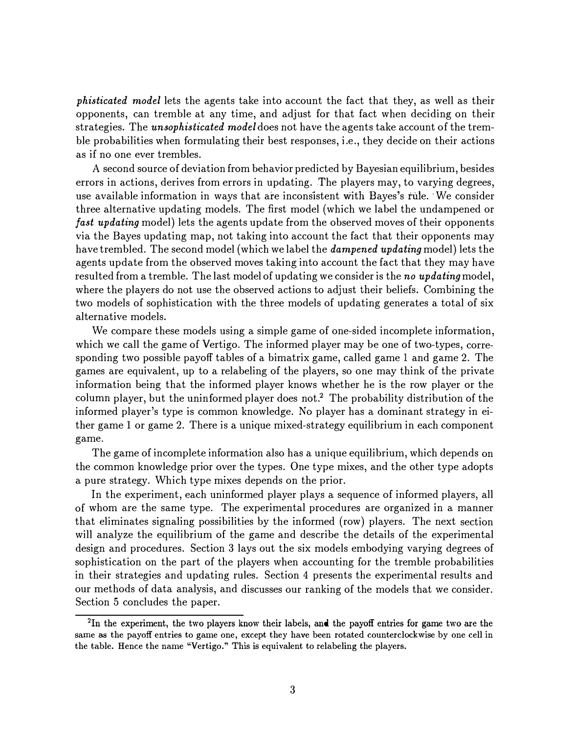*phisticated model* lets the agents take into account the fact that they, as well as their opponents, can tremble at any time, and adjust for that fact when deciding on their strategies. The *unsophisticated model* does not have the agents take account of the tremble probabilities when formulating their best responses, i.e., they decide on their actions as if no one ever trembles.

A second source of deviation from behavior predicted by Bayesian equilibrium, besides errors in actions, derives from errors in updating. The players may, to varying degrees, use available information in ways that are inconsistent with Bayes's rule. We consider three alternative updating models. The first model (which we label the undampened or *fast updating* model) lets the agents update from the observed moves of their opponents via the Bayes updating map, not taking into account the fact that their opponents may have trembled. The second model (which we label the *dampened updating* model) lets the agents update from the observed moves taking into account the fact that they may have resulted from a tremble. The last model of updating we consider is the *no updating* model, where the players do not use the observed actions to adjust their beliefs. Combining the two models of sophistication with the three models of updating generates a total of six alternative models.

We compare these models using a simple game of one-sided incomplete information, which we call the game of Vertigo. The informed player may be one of two-types, corresponding two possible payoff tables of a bimatrix game, called game 1 and game 2. The games are equivalent, up to a relabeling of the players, so one may think of the private information being that the informed player knows whether he is the row player or the column player, but the uninformed player does not.[2] The probability distribution of the informed player's type is common knowledge. No player has a dominant strategy in either game 1 or game 2. There is a unique mixed-strategy equilibrium in each component game.

The game of incomplete information also has a unique equilibrium, which depends on the common knowledge prior over the types. One type mixes, and the other type adopts a pure strategy. Which type mixes depends on the prior.

In the experiment, each uninformed player plays a sequence of informed players, all of whom are the same type. The experimental procedures are organized in a manner that eliminates signaling possibilities by the informed (row) players. The next section will analyze the equilibrium of the game and describe the details of the experimental design and procedures. Section 3 lays out the six models embodying varying degrees of sophistication on the part of the players when accounting for the tremble probabilities in their strategies and updating rules. Section 4 presents the experimental results and our methods of data analysis, and discusses our ranking of the models that we consider. Section 5 concludes the paper.

---

[2]In the experiment, the two players know their labels, and the payoff entries for game two are the same as the payoff entries to game one, except they have been rotated counterclockwise by one cell in the table. Hence the name "Vertigo." This is equivalent to relabeling the players.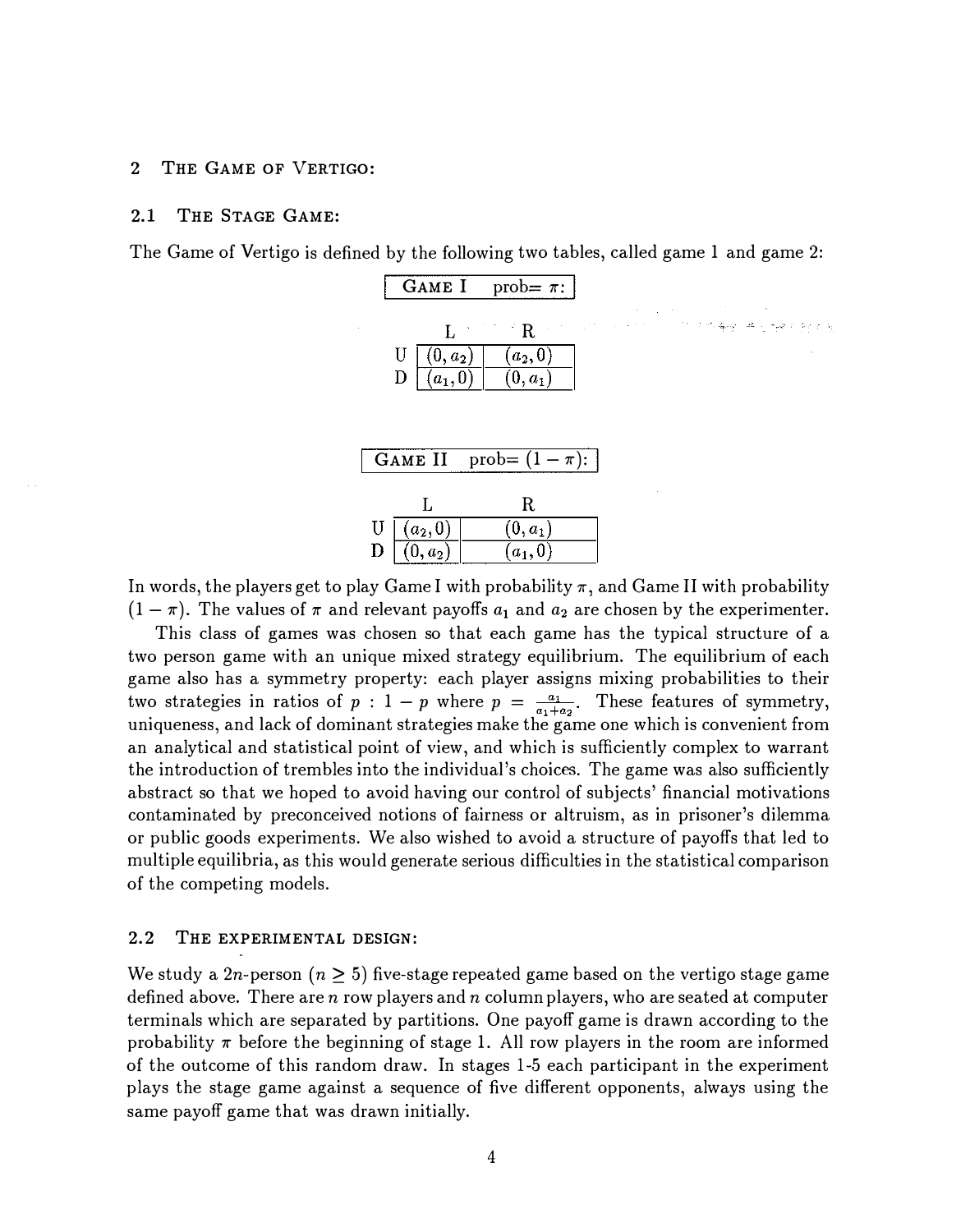## 2 The Game of Vertigo:

### 2.1 The Stage Game:

The Game of Vertigo is defined by the following two tables, called game 1 and game 2:

Game I prob= $\pi$:

| | L | R |
|---|---|---|
| U | $(0, a_2)$ | $(a_2, 0)$ |
| D | $(a_1, 0)$ | $(0, a_1)$ |

Game II prob= $(1 - \pi)$:

| | L | R |
|---|---|---|
| U | $(a_2, 0)$ | $(0, a_1)$ |
| D | $(0, a_2)$ | $(a_1, 0)$ |

In words, the players get to play Game I with probability $\pi$, and Game II with probability $(1 - \pi)$. The values of $\pi$ and relevant payoffs $a_1$ and $a_2$ are chosen by the experimenter.

This class of games was chosen so that each game has the typical structure of a two person game with an unique mixed strategy equilibrium. The equilibrium of each game also has a symmetry property: each player assigns mixing probabilities to their two strategies in ratios of $p : 1 - p$ where $p = \frac{a_1}{a_1+a_2}$. These features of symmetry, uniqueness, and lack of dominant strategies make the game one which is convenient from an analytical and statistical point of view, and which is sufficiently complex to warrant the introduction of trembles into the individual's choices. The game was also sufficiently abstract so that we hoped to avoid having our control of subjects' financial motivations contaminated by preconceived notions of fairness or altruism, as in prisoner's dilemma or public goods experiments. We also wished to avoid a structure of payoffs that led to multiple equilibria, as this would generate serious difficulties in the statistical comparison of the competing models.

### 2.2 The experimental design:

We study a $2n$-person ($n \geq 5$) five-stage repeated game based on the vertigo stage game defined above. There are $n$ row players and $n$ column players, who are seated at computer terminals which are separated by partitions. One payoff game is drawn according to the probability $\pi$ before the beginning of stage 1. All row players in the room are informed of the outcome of this random draw. In stages 1-5 each participant in the experiment plays the stage game against a sequence of five different opponents, always using the same payoff game that was drawn initially.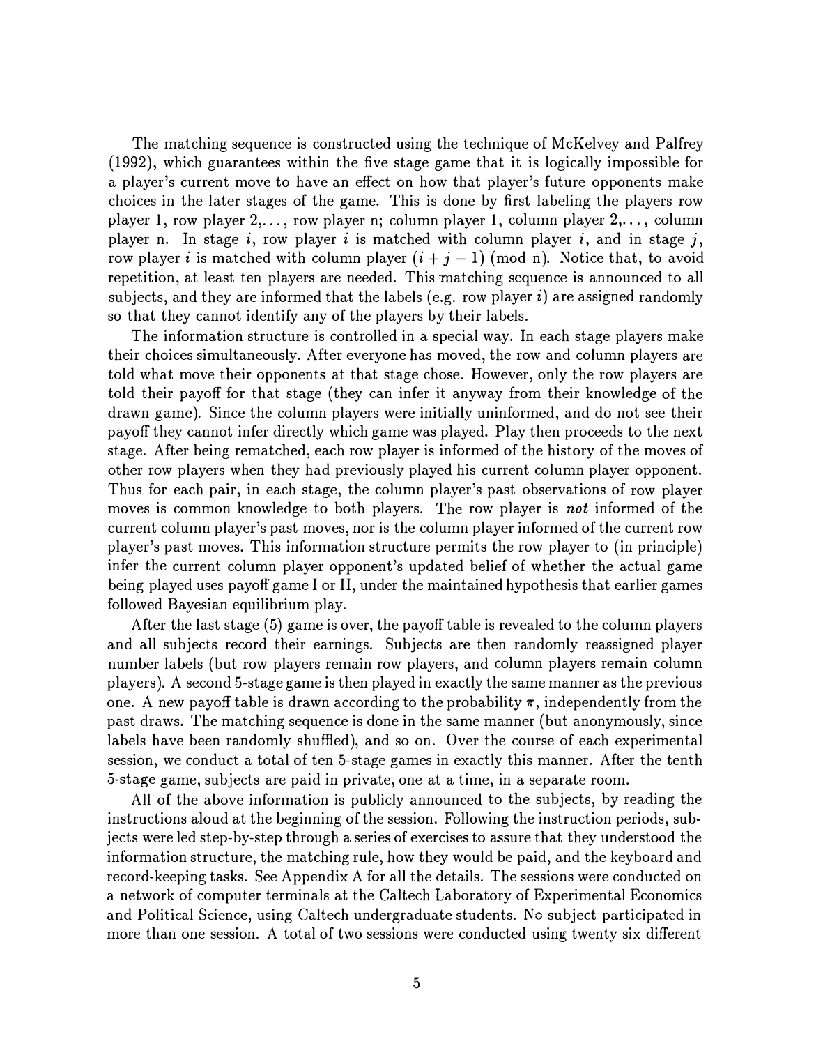The matching sequence is constructed using the technique of McKelvey and Palfrey (1992), which guarantees within the five stage game that it is logically impossible for a player's current move to have an effect on how that player's future opponents make choices in the later stages of the game. This is done by first labeling the players row player 1, row player 2,..., row player n; column player 1, column player 2,..., column player n. In stage $i$, row player $i$ is matched with column player $i$, and in stage $j$, row player $i$ is matched with column player $(i + j - 1) \pmod{n}$. Notice that, to avoid repetition, at least ten players are needed. This matching sequence is announced to all subjects, and they are informed that the labels (e.g. row player $i$) are assigned randomly so that they cannot identify any of the players by their labels.

The information structure is controlled in a special way. In each stage players make their choices simultaneously. After everyone has moved, the row and column players are told what move their opponents at that stage chose. However, only the row players are told their payoff for that stage (they can infer it anyway from their knowledge of the drawn game). Since the column players were initially uninformed, and do not see their payoff they cannot infer directly which game was played. Play then proceeds to the next stage. After being rematched, each row player is informed of the history of the moves of other row players when they had previously played his current column player opponent. Thus for each pair, in each stage, the column player's past observations of row player moves is common knowledge to both players. The row player is *not* informed of the current column player's past moves, nor is the column player informed of the current row player's past moves. This information structure permits the row player to (in principle) infer the current column player opponent's updated belief of whether the actual game being played uses payoff game I or II, under the maintained hypothesis that earlier games followed Bayesian equilibrium play.

After the last stage (5) game is over, the payoff table is revealed to the column players and all subjects record their earnings. Subjects are then randomly reassigned player number labels (but row players remain row players, and column players remain column players). A second 5-stage game is then played in exactly the same manner as the previous one. A new payoff table is drawn according to the probability $\pi$, independently from the past draws. The matching sequence is done in the same manner (but anonymously, since labels have been randomly shuffled), and so on. Over the course of each experimental session, we conduct a total of ten 5-stage games in exactly this manner. After the tenth 5-stage game, subjects are paid in private, one at a time, in a separate room.

All of the above information is publicly announced to the subjects, by reading the instructions aloud at the beginning of the session. Following the instruction periods, subjects were led step-by-step through a series of exercises to assure that they understood the information structure, the matching rule, how they would be paid, and the keyboard and record-keeping tasks. See Appendix A for all the details. The sessions were conducted on a network of computer terminals at the Caltech Laboratory of Experimental Economics and Political Science, using Caltech undergraduate students. No subject participated in more than one session. A total of two sessions were conducted using twenty six different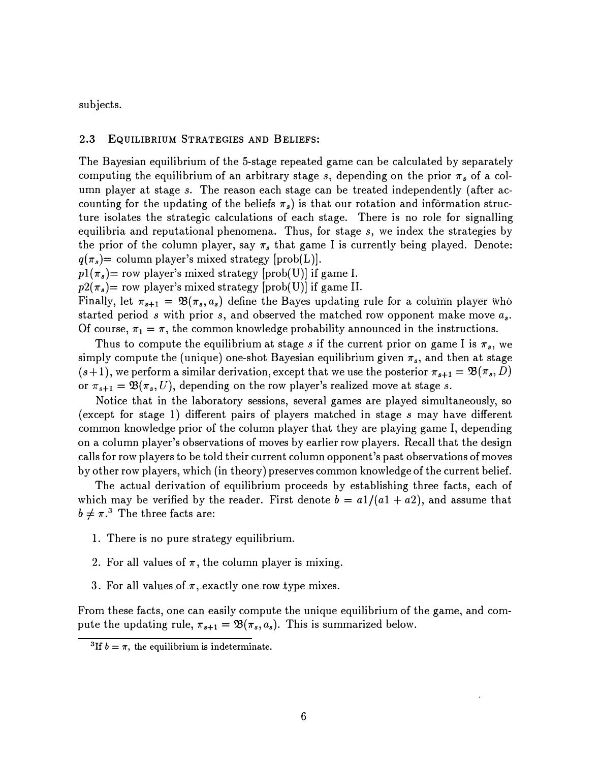subjects.

### 2.3 EQUILIBRIUM STRATEGIES AND BELIEFS:

The Bayesian equilibrium of the 5-stage repeated game can be calculated by separately computing the equilibrium of an arbitrary stage $s$, depending on the prior $\pi_s$ of a column player at stage $s$. The reason each stage can be treated independently (after accounting for the updating of the beliefs $\pi_s$) is that our rotation and information structure isolates the strategic calculations of each stage. There is no role for signalling equilibria and reputational phenomena. Thus, for stage $s$, we index the strategies by the prior of the column player, say $\pi_s$ that game I is currently being played. Denote:
$q(\pi_s)$= column player's mixed strategy [prob(L)].
$p1(\pi_s)$= row player's mixed strategy [prob(U)] if game I.
$p2(\pi_s)$= row player's mixed strategy [prob(U)] if game II.
Finally, let $\pi_{s+1} = \mathfrak{B}(\pi_s, a_s)$ define the Bayes updating rule for a column player who started period $s$ with prior $s$, and observed the matched row opponent make move $a_s$. Of course, $\pi_1 = \pi$, the common knowledge probability announced in the instructions.

Thus to compute the equilibrium at stage $s$ if the current prior on game I is $\pi_s$, we simply compute the (unique) one-shot Bayesian equilibrium given $\pi_s$, and then at stage $(s+1)$, we perform a similar derivation, except that we use the posterior $\pi_{s+1} = \mathfrak{B}(\pi_s, D)$ or $\pi_{s+1} = \mathfrak{B}(\pi_s, U)$, depending on the row player's realized move at stage $s$.

Notice that in the laboratory sessions, several games are played simultaneously, so (except for stage 1) different pairs of players matched in stage $s$ may have different common knowledge prior of the column player that they are playing game I, depending on a column player's observations of moves by earlier row players. Recall that the design calls for row players to be told their current column opponent's past observations of moves by other row players, which (in theory) preserves common knowledge of the current belief.

The actual derivation of equilibrium proceeds by establishing three facts, each of which may be verified by the reader. First denote $b = a1/(a1 + a2)$, and assume that $b \neq \pi$.[3] The three facts are:

1. There is no pure strategy equilibrium.

2. For all values of $\pi$, the column player is mixing.

3. For all values of $\pi$, exactly one row type mixes.

From these facts, one can easily compute the unique equilibrium of the game, and compute the updating rule, $\pi_{s+1} = \mathfrak{B}(\pi_s, a_s)$. This is summarized below.

[3] If $b = \pi$, the equilibrium is indeterminate.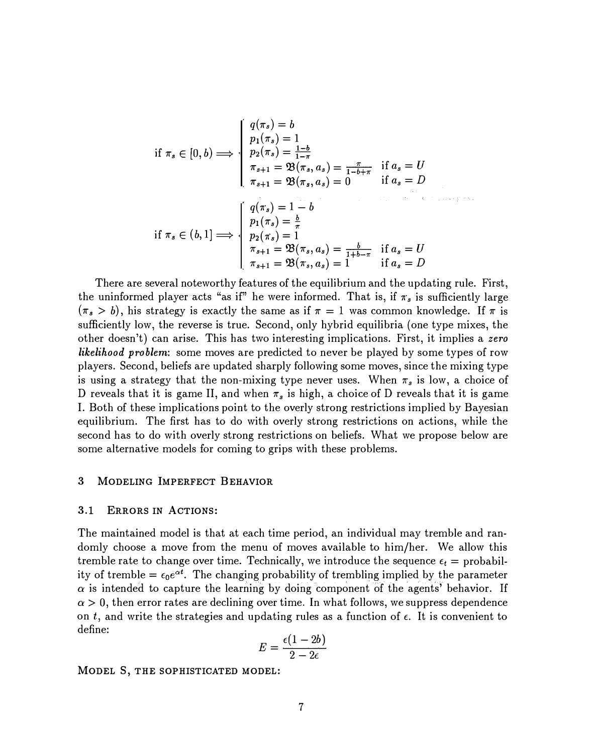$$\text{if } \pi_s \in [0, b) \Longrightarrow \begin{cases} q(\pi_s) = b \\ p_1(\pi_s) = 1 \\ p_2(\pi_s) = \frac{1-b}{1-\pi} \\ \pi_{s+1} = \mathfrak{B}(\pi_s, a_s) = \frac{\pi}{1-b+\pi} & \text{if } a_s = U \\ \pi_{s+1} = \mathfrak{B}(\pi_s, a_s) = 0 & \text{if } a_s = D \end{cases}$$

$$\text{if } \pi_s \in (b, 1] \Longrightarrow \begin{cases} q(\pi_s) = 1 - b \\ p_1(\pi_s) = \frac{b}{\pi} \\ p_2(\pi_s) = 1 \\ \pi_{s+1} = \mathfrak{B}(\pi_s, a_s) = \frac{b}{1+b-\pi} & \text{if } a_s = U \\ \pi_{s+1} = \mathfrak{B}(\pi_s, a_s) = 1 & \text{if } a_s = D \end{cases}$$

There are several noteworthy features of the equilibrium and the updating rule. First, the uninformed player acts "as if" he were informed. That is, if $\pi_s$ is sufficiently large ($\pi_s > b$), his strategy is exactly the same as if $\pi = 1$ was common knowledge. If $\pi$ is sufficiently low, the reverse is true. Second, only hybrid equilibria (one type mixes, the other doesn't) can arise. This has two interesting implications. First, it implies a *zero likelihood problem*: some moves are predicted to never be played by some types of row players. Second, beliefs are updated sharply following some moves, since the mixing type is using a strategy that the non-mixing type never uses. When $\pi_s$ is low, a choice of D reveals that it is game II, and when $\pi_s$ is high, a choice of D reveals that it is game I. Both of these implications point to the overly strong restrictions implied by Bayesian equilibrium. The first has to do with overly strong restrictions on actions, while the second has to do with overly strong restrictions on beliefs. What we propose below are some alternative models for coming to grips with these problems.

## 3 Modeling Imperfect Behavior

### 3.1 Errors in Actions:

The maintained model is that at each time period, an individual may tremble and randomly choose a move from the menu of moves available to him/her. We allow this tremble rate to change over time. Technically, we introduce the sequence $\epsilon_t$ = probability of tremble = $\epsilon_0 e^{\alpha t}$. The changing probability of trembling implied by the parameter $\alpha$ is intended to capture the learning by doing component of the agents' behavior. If $\alpha > 0$, then error rates are declining over time. In what follows, we suppress dependence on $t$, and write the strategies and updating rules as a function of $\epsilon$. It is convenient to define:

$$E = \frac{\epsilon(1 - 2b)}{2 - 2\epsilon}$$

Model S, the sophisticated model: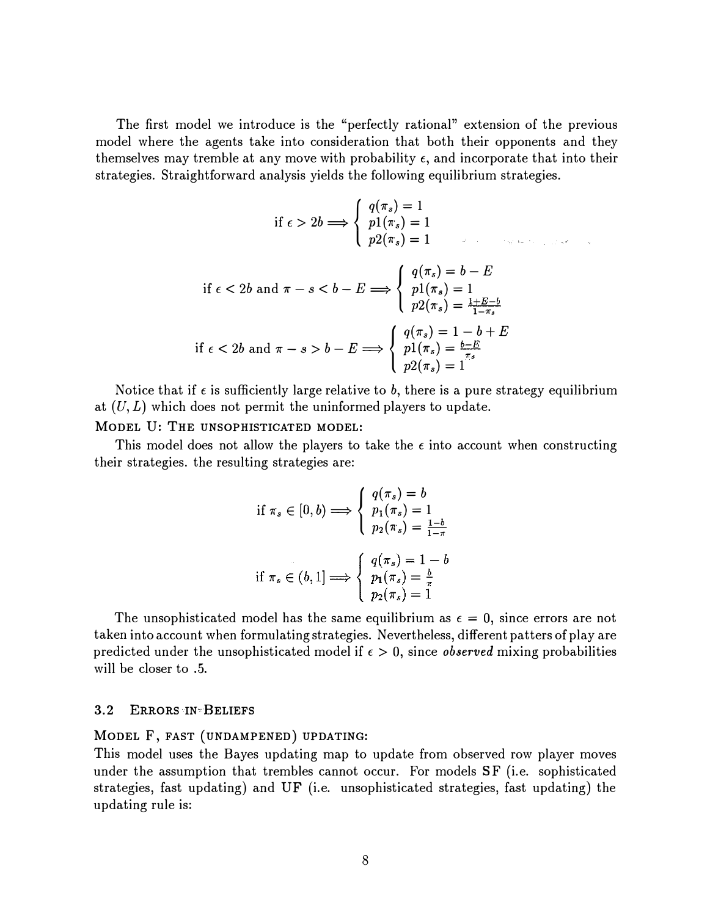The first model we introduce is the "perfectly rational" extension of the previous model where the agents take into consideration that both their opponents and they themselves may tremble at any move with probability $\epsilon$, and incorporate that into their strategies. Straightforward analysis yields the following equilibrium strategies.

$$\text{if } \epsilon > 2b \Longrightarrow \begin{cases} q(\pi_s) = 1 \\ p1(\pi_s) = 1 \\ p2(\pi_s) = 1 \end{cases}$$

$$\text{if } \epsilon < 2b \text{ and } \pi - s < b - E \Longrightarrow \begin{cases} q(\pi_s) = b - E \\ p1(\pi_s) = 1 \\ p2(\pi_s) = \frac{1+E-b}{1-\pi_s} \end{cases}$$

$$\text{if } \epsilon < 2b \text{ and } \pi - s > b - E \Longrightarrow \begin{cases} q(\pi_s) = 1 - b + E \\ p1(\pi_s) = \frac{b-E}{\pi_s} \\ p2(\pi_s) = 1 \end{cases}$$

Notice that if $\epsilon$ is sufficiently large relative to $b$, there is a pure strategy equilibrium at $(U, L)$ which does not permit the uninformed players to update.

**Model U: The unsophisticated model:**

This model does not allow the players to take the $\epsilon$ into account when constructing their strategies. the resulting strategies are:

$$\text{if } \pi_s \in [0, b) \Longrightarrow \begin{cases} q(\pi_s) = b \\ p_1(\pi_s) = 1 \\ p_2(\pi_s) = \frac{1-b}{1-\pi} \end{cases}$$

$$\text{if } \pi_s \in (b, 1] \Longrightarrow \begin{cases} q(\pi_s) = 1 - b \\ p_1(\pi_s) = \frac{b}{\pi} \\ p_2(\pi_s) = 1 \end{cases}$$

The unsophisticated model has the same equilibrium as $\epsilon = 0$, since errors are not taken into account when formulating strategies. Nevertheless, different patters of play are predicted under the unsophisticated model if $\epsilon > 0$, since *observed* mixing probabilities will be closer to .5.

### 3.2 Errors in Beliefs

**Model F, fast (undampened) updating:**

This model uses the Bayes updating map to update from observed row player moves under the assumption that trembles cannot occur. For models **SF** (i.e. sophisticated strategies, fast updating) and **UF** (i.e. unsophisticated strategies, fast updating) the updating rule is: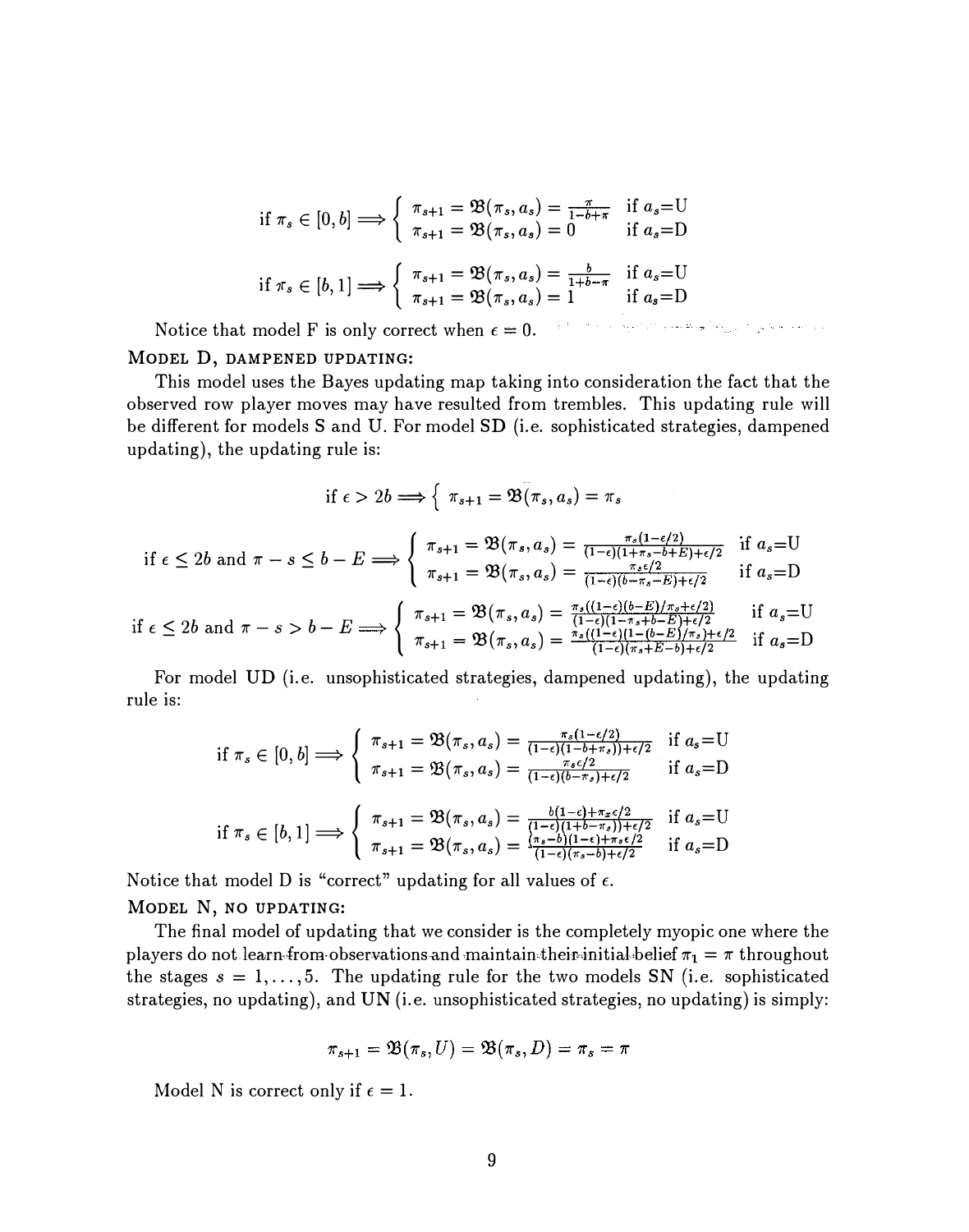$$\text{if } \pi_s \in [0,b] \Longrightarrow \begin{cases} \pi_{s+1} = \mathfrak{B}(\pi_s, a_s) = \frac{\pi}{1-b+\pi} & \text{if } a_s\text{=U} \\ \pi_{s+1} = \mathfrak{B}(\pi_s, a_s) = 0 & \text{if } a_s\text{=D} \end{cases}$$

$$\text{if } \pi_s \in [b,1] \Longrightarrow \begin{cases} \pi_{s+1} = \mathfrak{B}(\pi_s, a_s) = \frac{b}{1+b-\pi} & \text{if } a_s\text{=U} \\ \pi_{s+1} = \mathfrak{B}(\pi_s, a_s) = 1 & \text{if } a_s\text{=D} \end{cases}$$

Notice that model F is only correct when $\epsilon = 0$.

MODEL D, DAMPENED UPDATING:

This model uses the Bayes updating map taking into consideration the fact that the observed row player moves may have resulted from trembles. This updating rule will be different for models S and U. For model SD (i.e. sophisticated strategies, dampened updating), the updating rule is:

$$\text{if } \epsilon > 2b \Longrightarrow \left\{ \pi_{s+1} = \mathfrak{B}(\pi_s, a_s) = \pi_s \right.$$

$$\text{if } \epsilon \leq 2b \text{ and } \pi - s \leq b - E \Longrightarrow \begin{cases} \pi_{s+1} = \mathfrak{B}(\pi_s, a_s) = \frac{\pi_s(1-\epsilon/2)}{(1-\epsilon)(1+\pi_s-b+E)+\epsilon/2} & \text{if } a_s\text{=U} \\ \pi_{s+1} = \mathfrak{B}(\pi_s, a_s) = \frac{\pi_s \epsilon/2}{(1-\epsilon)(b-\pi_s-E)+\epsilon/2} & \text{if } a_s\text{=D} \end{cases}$$

$$\text{if } \epsilon \leq 2b \text{ and } \pi - s > b - E \Longrightarrow \begin{cases} \pi_{s+1} = \mathfrak{B}(\pi_s, a_s) = \frac{\pi_s((1-\epsilon)(b-E)/\pi_s+\epsilon/2)}{(1-\epsilon)(1-\pi_s+b-E)+\epsilon/2} & \text{if } a_s\text{=U} \\ \pi_{s+1} = \mathfrak{B}(\pi_s, a_s) = \frac{\pi_s((1-\epsilon)(1-(b-E)/\pi_s)+\epsilon/2}{(1-\epsilon)(\pi_s+E-b)+\epsilon/2} & \text{if } a_s\text{=D} \end{cases}$$

For model UD (i.e. unsophisticated strategies, dampened updating), the updating rule is:

$$\text{if } \pi_s \in [0,b) \Longrightarrow \begin{cases} \pi_{s+1} = \mathfrak{B}(\pi_s, a_s) = \frac{\pi_s(1-\epsilon/2)}{(1-\epsilon)(1-b+\pi_s))+\epsilon/2} & \text{if } a_s\text{=U} \\ \pi_{s+1} = \mathfrak{B}(\pi_s, a_s) = \frac{\pi_s \epsilon/2}{(1-\epsilon)(b-\pi_s)+\epsilon/2} & \text{if } a_s\text{=D} \end{cases}$$

$$\text{if } \pi_s \in [b,1] \Longrightarrow \begin{cases} \pi_{s+1} = \mathfrak{B}(\pi_s, a_s) = \frac{b(1-\epsilon)+\pi_x \epsilon/2}{(1-\epsilon)(1+b-\pi_s))+\epsilon/2} & \text{if } a_s\text{=U} \\ \pi_{s+1} = \mathfrak{B}(\pi_s, a_s) = \frac{(\pi_s-b)(1-\epsilon)+\pi_s \epsilon/2}{(1-\epsilon)(\pi_s-b)+\epsilon/2} & \text{if } a_s\text{=D} \end{cases}$$

Notice that model D is "correct" updating for all values of $\epsilon$.

MODEL N, NO UPDATING:

The final model of updating that we consider is the completely myopic one where the players do not learn from observations and maintain their initial belief $\pi_1 = \pi$ throughout the stages $s = 1, \ldots, 5$. The updating rule for the two models SN (i.e. sophisticated strategies, no updating), and UN (i.e. unsophisticated strategies, no updating) is simply:

$$\pi_{s+1} = \mathfrak{B}(\pi_s, U) = \mathfrak{B}(\pi_s, D) = \pi_s = \pi$$

Model N is correct only if $\epsilon = 1$.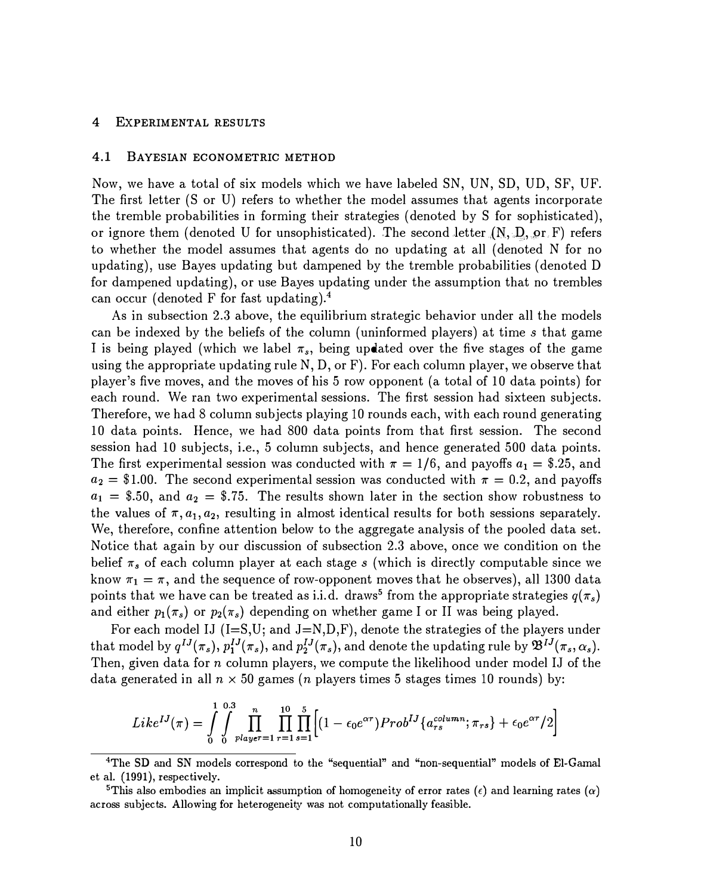## 4 Experimental results

### 4.1 Bayesian econometric method

Now, we have a total of six models which we have labeled SN, UN, SD, UD, SF, UF. The first letter (S or U) refers to whether the model assumes that agents incorporate the tremble probabilities in forming their strategies (denoted by S for sophisticated), or ignore them (denoted U for unsophisticated). The second letter (N, D, or F) refers to whether the model assumes that agents do no updating at all (denoted N for no updating), use Bayes updating but dampened by the tremble probabilities (denoted D for dampened updating), or use Bayes updating under the assumption that no trembles can occur (denoted F for fast updating).[4]

As in subsection 2.3 above, the equilibrium strategic behavior under all the models can be indexed by the beliefs of the column (uninformed players) at time $s$ that game I is being played (which we label $\pi_s$, being updated over the five stages of the game using the appropriate updating rule N, D, or F). For each column player, we observe that player's five moves, and the moves of his 5 row opponent (a total of 10 data points) for each round. We ran two experimental sessions. The first session had sixteen subjects. Therefore, we had 8 column subjects playing 10 rounds each, with each round generating 10 data points. Hence, we had 800 data points from that first session. The second session had 10 subjects, i.e., 5 column subjects, and hence generated 500 data points. The first experimental session was conducted with $\pi = 1/6$, and payoffs $a_1 = \$.25$, and $a_2 = \$1.00$. The second experimental session was conducted with $\pi = 0.2$, and payoffs $a_1 = \$.50$, and $a_2 = \$.75$. The results shown later in the section show robustness to the values of $\pi, a_1, a_2$, resulting in almost identical results for both sessions separately. We, therefore, confine attention below to the aggregate analysis of the pooled data set. Notice that again by our discussion of subsection 2.3 above, once we condition on the belief $\pi_s$ of each column player at each stage $s$ (which is directly computable since we know $\pi_1 = \pi$, and the sequence of row-opponent moves that he observes), all 1300 data points that we have can be treated as i.i.d. draws[5] from the appropriate strategies $q(\pi_s)$ and either $p_1(\pi_s)$ or $p_2(\pi_s)$ depending on whether game I or II was being played.

For each model IJ (I=S,U; and J=N,D,F), denote the strategies of the players under that model by $q^{IJ}(\pi_s)$, $p_1^{IJ}(\pi_s)$, and $p_2^{IJ}(\pi_s)$, and denote the updating rule by $\mathfrak{B}^{IJ}(\pi_s, \alpha_s)$. Then, given data for $n$ column players, we compute the likelihood under model IJ of the data generated in all $n \times 50$ games ($n$ players times 5 stages times 10 rounds) by:

$$Like^{IJ}(\pi) = \int_0^1 \int_0^{0.3} \prod_{player=1}^{n} \prod_{r=1}^{10} \prod_{s=1}^{5} \Big[ (1 - \epsilon_0 e^{\alpha r}) Prob^{IJ}\{a_{rs}^{column}; \pi_{rs}\} + \epsilon_0 e^{\alpha r}/2 \Big]$$

[4] The SD and SN models correspond to the "sequential" and "non-sequential" models of El-Gamal et al. (1991), respectively.

[5] This also embodies an implicit assumption of homogeneity of error rates ($\epsilon$) and learning rates ($\alpha$) across subjects. Allowing for heterogeneity was not computationally feasible.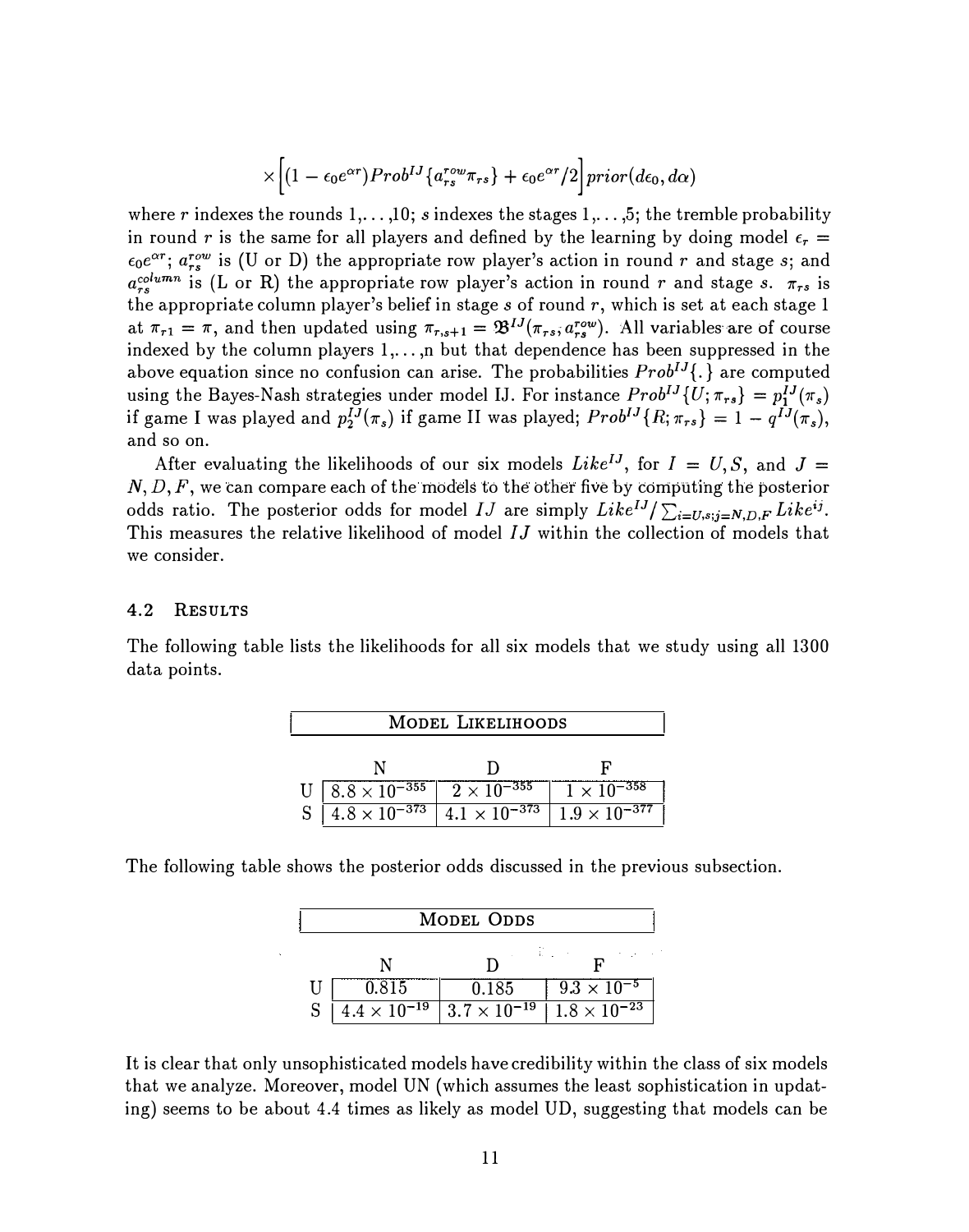$$\times\left[(1-\epsilon_0 e^{\alpha r})Prob^{IJ}\{a_{rs}^{row}\pi_{rs}\}+\epsilon_0 e^{\alpha r}/2\right]prior(d\epsilon_0, d\alpha)$$

where $r$ indexes the rounds $1,\ldots,10$; $s$ indexes the stages $1,\ldots,5$; the tremble probability in round $r$ is the same for all players and defined by the learning by doing model $\epsilon_r = \epsilon_0 e^{\alpha r}$; $a_{rs}^{row}$ is (U or D) the appropriate row player's action in round $r$ and stage $s$; and $a_{rs}^{column}$ is (L or R) the appropriate row player's action in round $r$ and stage $s$. $\pi_{rs}$ is the appropriate column player's belief in stage $s$ of round $r$, which is set at each stage 1 at $\pi_{r1} = \pi$, and then updated using $\pi_{r,s+1} = \mathfrak{B}^{IJ}(\pi_{rs}; a_{rs}^{row})$. All variables are of course indexed by the column players $1,\ldots,n$ but that dependence has been suppressed in the above equation since no confusion can arise. The probabilities $Prob^{IJ}\{.\}$ are computed using the Bayes-Nash strategies under model IJ. For instance $Prob^{IJ}\{U;\pi_{rs}\} = p_1^{IJ}(\pi_s)$ if game I was played and $p_2^{IJ}(\pi_s)$ if game II was played; $Prob^{IJ}\{R;\pi_{rs}\} = 1 - q^{IJ}(\pi_s)$, and so on.

After evaluating the likelihoods of our six models $Like^{IJ}$, for $I = U, S$, and $J = N, D, F$, we can compare each of the models to the other five by computing the posterior odds ratio. The posterior odds for model $IJ$ are simply $Like^{IJ}/\sum_{i=U,s;j=N,D,F} Like^{ij}$. This measures the relative likelihood of model $IJ$ within the collection of models that we consider.

### 4.2 Results

The following table lists the likelihoods for all six models that we study using all 1300 data points.

**Model Likelihoods**

| | N | D | F |
|---|---|---|---|
| U | $8.8 \times 10^{-355}$ | $2 \times 10^{-355}$ | $1 \times 10^{-358}$ |
| S | $4.8 \times 10^{-373}$ | $4.1 \times 10^{-373}$ | $1.9 \times 10^{-377}$ |

The following table shows the posterior odds discussed in the previous subsection.

**Model Odds**

| | N | D | F |
|---|---|---|---|
| U | 0.815 | 0.185 | $9.3 \times 10^{-5}$ |
| S | $4.4 \times 10^{-19}$ | $3.7 \times 10^{-19}$ | $1.8 \times 10^{-23}$ |

It is clear that only unsophisticated models have credibility within the class of six models that we analyze. Moreover, model UN (which assumes the least sophistication in updating) seems to be about 4.4 times as likely as model UD, suggesting that models can be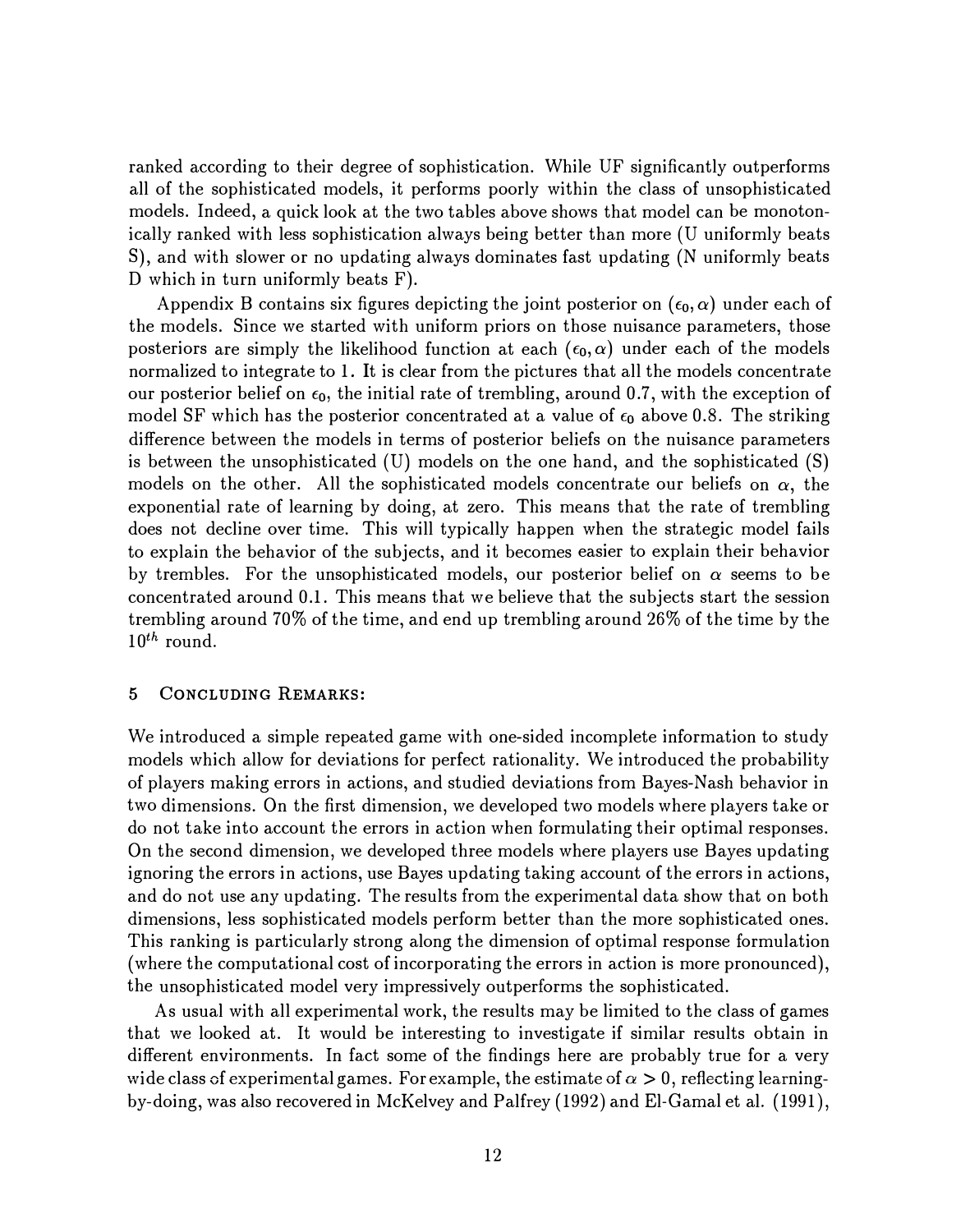ranked according to their degree of sophistication. While UF significantly outperforms all of the sophisticated models, it performs poorly within the class of unsophisticated models. Indeed, a quick look at the two tables above shows that model can be monotonically ranked with less sophistication always being better than more (U uniformly beats S), and with slower or no updating always dominates fast updating (N uniformly beats D which in turn uniformly beats F).

Appendix B contains six figures depicting the joint posterior on $(\epsilon_0, \alpha)$ under each of the models. Since we started with uniform priors on those nuisance parameters, those posteriors are simply the likelihood function at each $(\epsilon_0, \alpha)$ under each of the models normalized to integrate to 1. It is clear from the pictures that all the models concentrate our posterior belief on $\epsilon_0$, the initial rate of trembling, around 0.7, with the exception of model SF which has the posterior concentrated at a value of $\epsilon_0$ above 0.8. The striking difference between the models in terms of posterior beliefs on the nuisance parameters is between the unsophisticated (U) models on the one hand, and the sophisticated (S) models on the other. All the sophisticated models concentrate our beliefs on $\alpha$, the exponential rate of learning by doing, at zero. This means that the rate of trembling does not decline over time. This will typically happen when the strategic model fails to explain the behavior of the subjects, and it becomes easier to explain their behavior by trembles. For the unsophisticated models, our posterior belief on $\alpha$ seems to be concentrated around 0.1. This means that we believe that the subjects start the session trembling around 70% of the time, and end up trembling around 26% of the time by the $10^{th}$ round.

## 5 Concluding Remarks:

We introduced a simple repeated game with one-sided incomplete information to study models which allow for deviations for perfect rationality. We introduced the probability of players making errors in actions, and studied deviations from Bayes-Nash behavior in two dimensions. On the first dimension, we developed two models where players take or do not take into account the errors in action when formulating their optimal responses. On the second dimension, we developed three models where players use Bayes updating ignoring the errors in actions, use Bayes updating taking account of the errors in actions, and do not use any updating. The results from the experimental data show that on both dimensions, less sophisticated models perform better than the more sophisticated ones. This ranking is particularly strong along the dimension of optimal response formulation (where the computational cost of incorporating the errors in action is more pronounced), the unsophisticated model very impressively outperforms the sophisticated.

As usual with all experimental work, the results may be limited to the class of games that we looked at. It would be interesting to investigate if similar results obtain in different environments. In fact some of the findings here are probably true for a very wide class of experimental games. For example, the estimate of $\alpha > 0$, reflecting learning-by-doing, was also recovered in McKelvey and Palfrey (1992) and El-Gamal et al. (1991),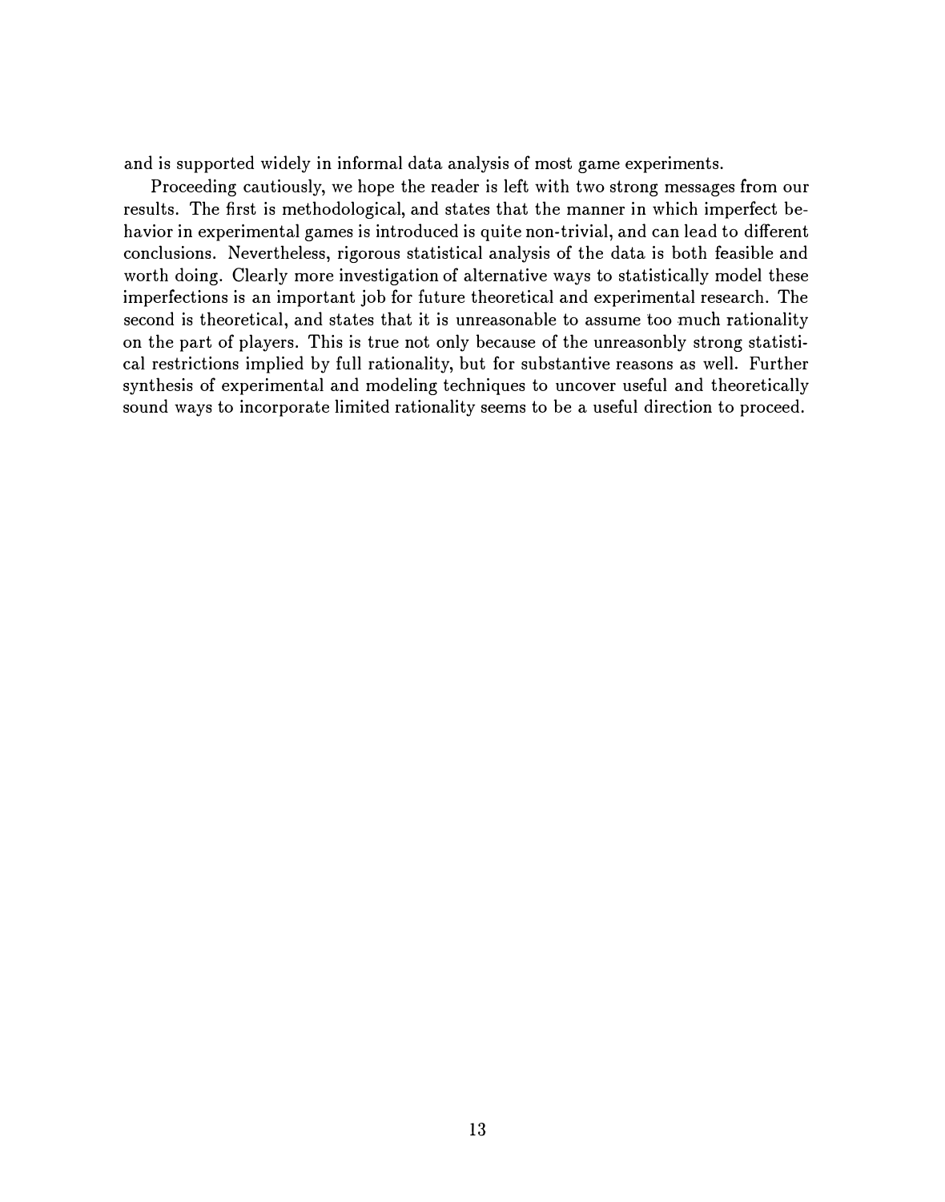and is supported widely in informal data analysis of most game experiments.

Proceeding cautiously, we hope the reader is left with two strong messages from our results. The first is methodological, and states that the manner in which imperfect behavior in experimental games is introduced is quite non-trivial, and can lead to different conclusions. Nevertheless, rigorous statistical analysis of the data is both feasible and worth doing. Clearly more investigation of alternative ways to statistically model these imperfections is an important job for future theoretical and experimental research. The second is theoretical, and states that it is unreasonable to assume too much rationality on the part of players. This is true not only because of the unreasonbly strong statistical restrictions implied by full rationality, but for substantive reasons as well. Further synthesis of experimental and modeling techniques to uncover useful and theoretically sound ways to incorporate limited rationality seems to be a useful direction to proceed.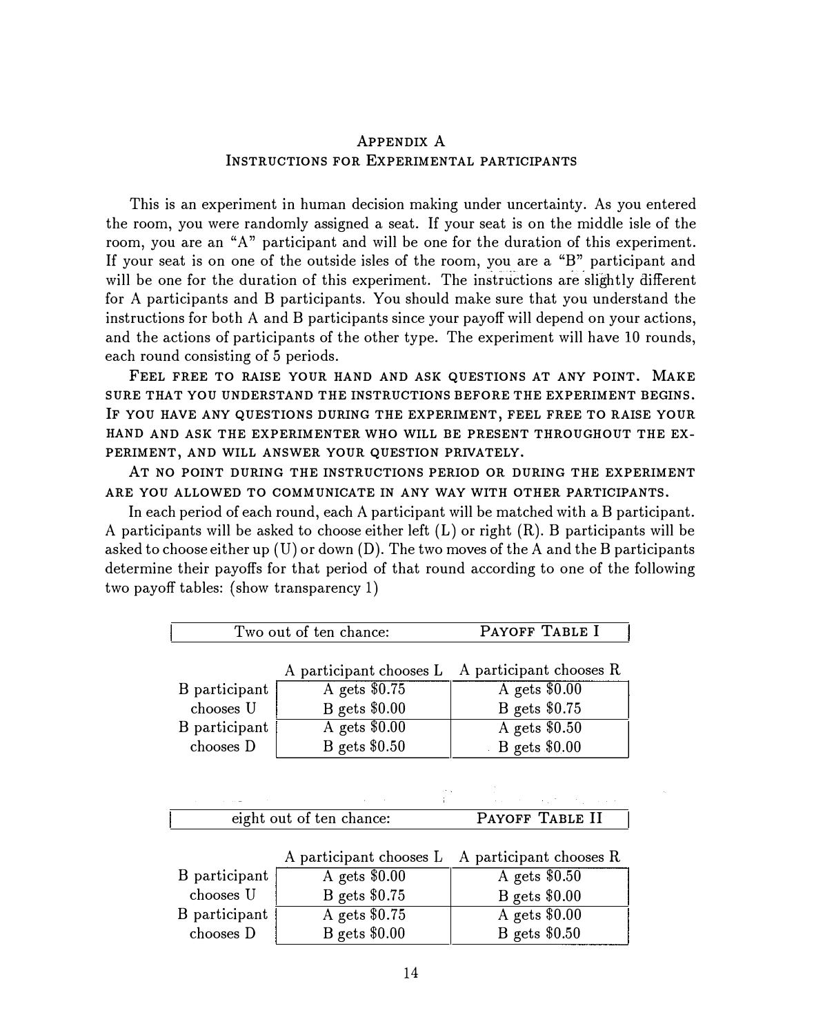## Appendix A
## Instructions for Experimental participants

This is an experiment in human decision making under uncertainty. As you entered the room, you were randomly assigned a seat. If your seat is on the middle isle of the room, you are an "A" participant and will be one for the duration of this experiment. If your seat is on one of the outside isles of the room, you are a "B" participant and will be one for the duration of this experiment. The instructions are slightly different for A participants and B participants. You should make sure that you understand the instructions for both A and B participants since your payoff will depend on your actions, and the actions of participants of the other type. The experiment will have 10 rounds, each round consisting of 5 periods.

**Feel free to raise your hand and ask questions at any point. Make sure that you understand the instructions before the experiment begins. If you have any questions during the experiment, feel free to raise your hand and ask the experimenter who will be present throughout the experiment, and will answer your question privately.**

**At no point during the instructions period or during the experiment are you allowed to communicate in any way with other participants.**

In each period of each round, each A participant will be matched with a B participant. A participants will be asked to choose either left (L) or right (R). B participants will be asked to choose either up (U) or down (D). The two moves of the A and the B participants determine their payoffs for that period of that round according to one of the following two payoff tables: (show transparency 1)

Two out of ten chance: **Payoff Table I**

| | A participant chooses L | A participant chooses R |
|---|---|---|
| B participant chooses U | A gets \$0.75<br>B gets \$0.00 | A gets \$0.00<br>B gets \$0.75 |
| B participant chooses D | A gets \$0.00<br>B gets \$0.50 | A gets \$0.50<br>B gets \$0.00 |

eight out of ten chance: **Payoff Table II**

| | A participant chooses L | A participant chooses R |
|---|---|---|
| B participant chooses U | A gets \$0.00<br>B gets \$0.75 | A gets \$0.50<br>B gets \$0.00 |
| B participant chooses D | A gets \$0.75<br>B gets \$0.00 | A gets \$0.00<br>B gets \$0.50 |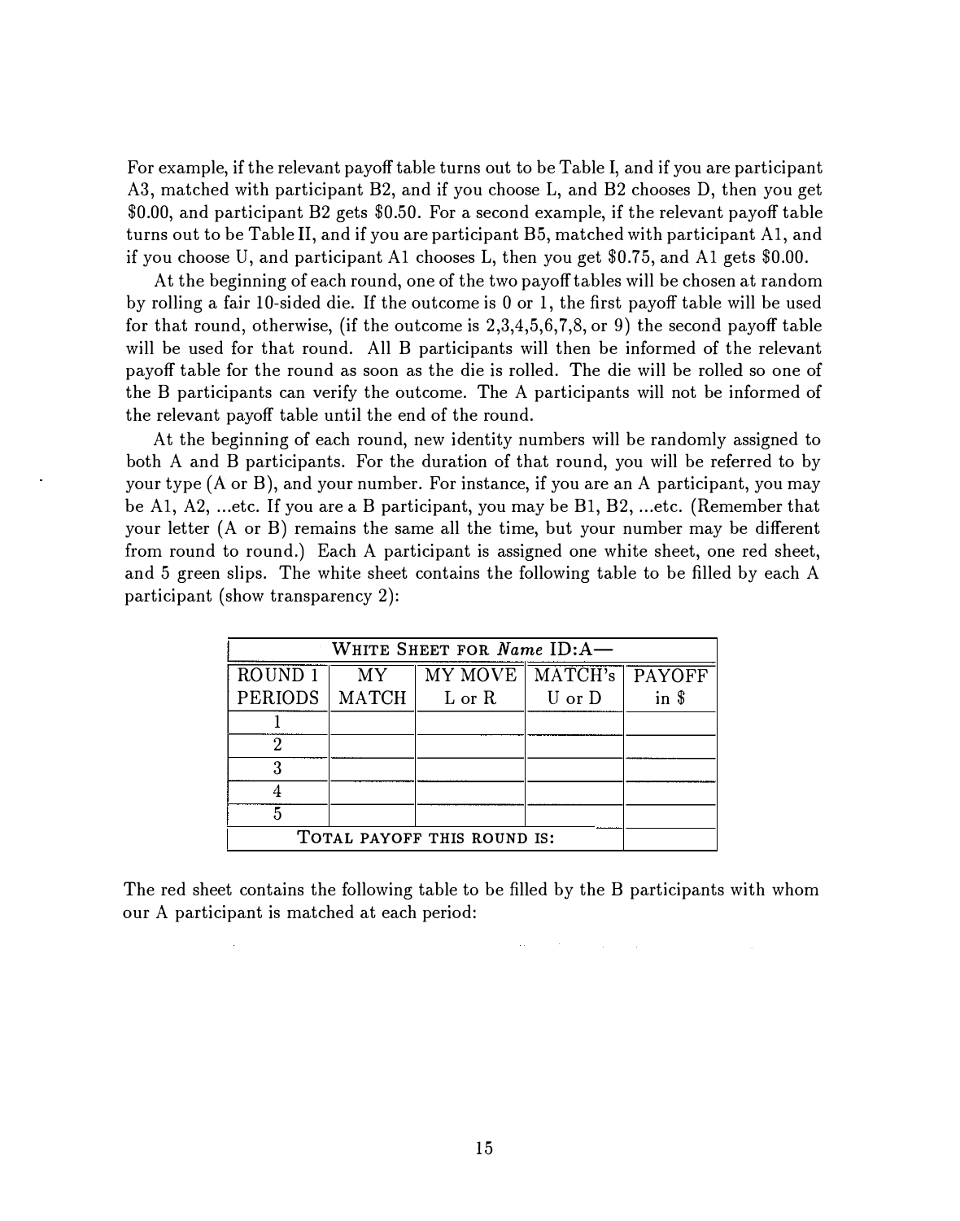For example, if the relevant payoff table turns out to be Table I, and if you are participant A3, matched with participant B2, and if you choose L, and B2 chooses D, then you get \$0.00, and participant B2 gets \$0.50. For a second example, if the relevant payoff table turns out to be Table II, and if you are participant B5, matched with participant A1, and if you choose U, and participant A1 chooses L, then you get \$0.75, and A1 gets \$0.00.

At the beginning of each round, one of the two payoff tables will be chosen at random by rolling a fair 10-sided die. If the outcome is 0 or 1, the first payoff table will be used for that round, otherwise, (if the outcome is 2,3,4,5,6,7,8, or 9) the second payoff table will be used for that round. All B participants will then be informed of the relevant payoff table for the round as soon as the die is rolled. The die will be rolled so one of the B participants can verify the outcome. The A participants will not be informed of the relevant payoff table until the end of the round.

At the beginning of each round, new identity numbers will be randomly assigned to both A and B participants. For the duration of that round, you will be referred to by your type (A or B), and your number. For instance, if you are an A participant, you may be A1, A2, ...etc. If you are a B participant, you may be B1, B2, ...etc. (Remember that your letter (A or B) remains the same all the time, but your number may be different from round to round.) Each A participant is assigned one white sheet, one red sheet, and 5 green slips. The white sheet contains the following table to be filled by each A participant (show transparency 2):

| WHITE SHEET FOR *Name* ID:A— | | | | |
|---|---|---|---|---|
| ROUND 1 PERIODS | MY MATCH | MY MOVE L or R | MATCH's U or D | PAYOFF in $ |
| 1 | | | | |
| 2 | | | | |
| 3 | | | | |
| 4 | | | | |
| 5 | | | | |
| TOTAL PAYOFF THIS ROUND IS: | | | | |

The red sheet contains the following table to be filled by the B participants with whom our A participant is matched at each period: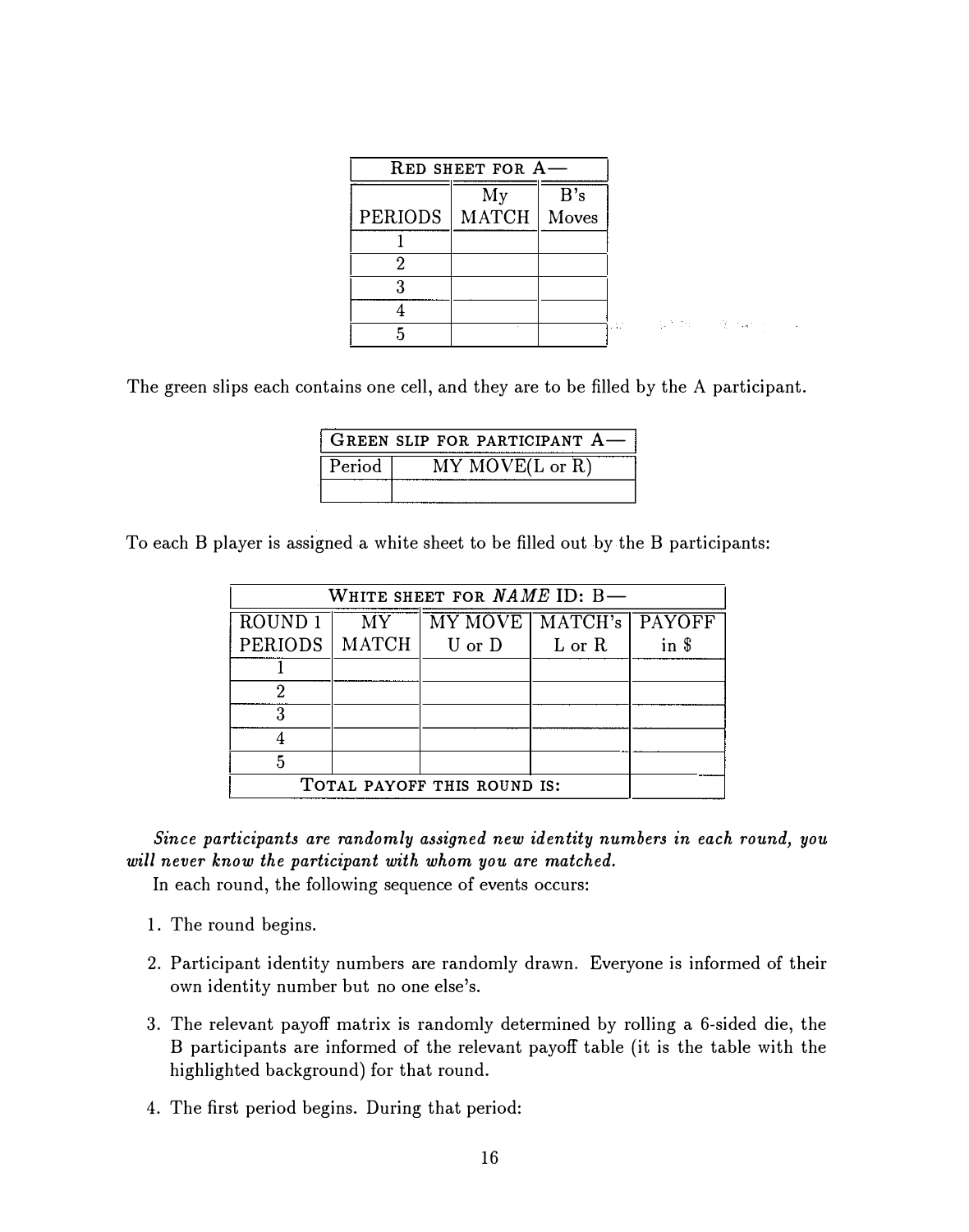| RED SHEET FOR A— | | |
| --- | --- | --- |
| PERIODS | My MATCH | B's Moves |
| 1 | | |
| 2 | | |
| 3 | | |
| 4 | | |
| 5 | | |

The green slips each contains one cell, and they are to be filled by the A participant.

| GREEN SLIP FOR PARTICIPANT A— | |
| --- | --- |
| Period | MY MOVE(L or R) |
| | |

To each B player is assigned a white sheet to be filled out by the B participants:

| WHITE SHEET FOR *NAME* ID: B— | | | | |
| --- | --- | --- | --- | --- |
| ROUND 1 PERIODS | MY MATCH | MY MOVE U or D | MATCH's L or R | PAYOFF in $ |
| 1 | | | | |
| 2 | | | | |
| 3 | | | | |
| 4 | | | | |
| 5 | | | | |
| TOTAL PAYOFF THIS ROUND IS: | | | | |

***Since participants are randomly assigned new identity numbers in each round, you will never know the participant with whom you are matched.***

In each round, the following sequence of events occurs:

1. The round begins.
2. Participant identity numbers are randomly drawn. Everyone is informed of their own identity number but no one else's.
3. The relevant payoff matrix is randomly determined by rolling a 6-sided die, the B participants are informed of the relevant payoff table (it is the table with the highlighted background) for that round.
4. The first period begins. During that period: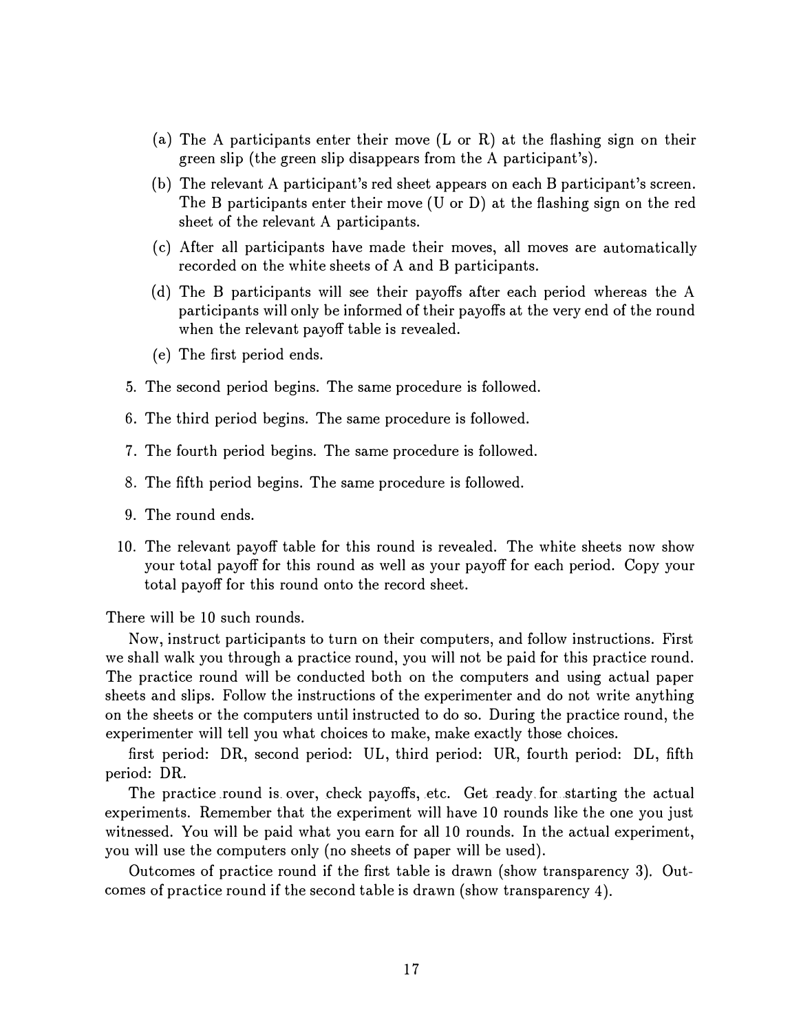(a) The A participants enter their move (L or R) at the flashing sign on their green slip (the green slip disappears from the A participant's).

(b) The relevant A participant's red sheet appears on each B participant's screen. The B participants enter their move (U or D) at the flashing sign on the red sheet of the relevant A participants.

(c) After all participants have made their moves, all moves are automatically recorded on the white sheets of A and B participants.

(d) The B participants will see their payoffs after each period whereas the A participants will only be informed of their payoffs at the very end of the round when the relevant payoff table is revealed.

(e) The first period ends.

5. The second period begins. The same procedure is followed.

6. The third period begins. The same procedure is followed.

7. The fourth period begins. The same procedure is followed.

8. The fifth period begins. The same procedure is followed.

9. The round ends.

10. The relevant payoff table for this round is revealed. The white sheets now show your total payoff for this round as well as your payoff for each period. Copy your total payoff for this round onto the record sheet.

There will be 10 such rounds.

Now, instruct participants to turn on their computers, and follow instructions. First we shall walk you through a practice round, you will not be paid for this practice round. The practice round will be conducted both on the computers and using actual paper sheets and slips. Follow the instructions of the experimenter and do not write anything on the sheets or the computers until instructed to do so. During the practice round, the experimenter will tell you what choices to make, make exactly those choices.

first period: DR, second period: UL, third period: UR, fourth period: DL, fifth period: DR.

The practice round is over, check payoffs, etc. Get ready for starting the actual experiments. Remember that the experiment will have 10 rounds like the one you just witnessed. You will be paid what you earn for all 10 rounds. In the actual experiment, you will use the computers only (no sheets of paper will be used).

Outcomes of practice round if the first table is drawn (show transparency 3). Outcomes of practice round if the second table is drawn (show transparency 4).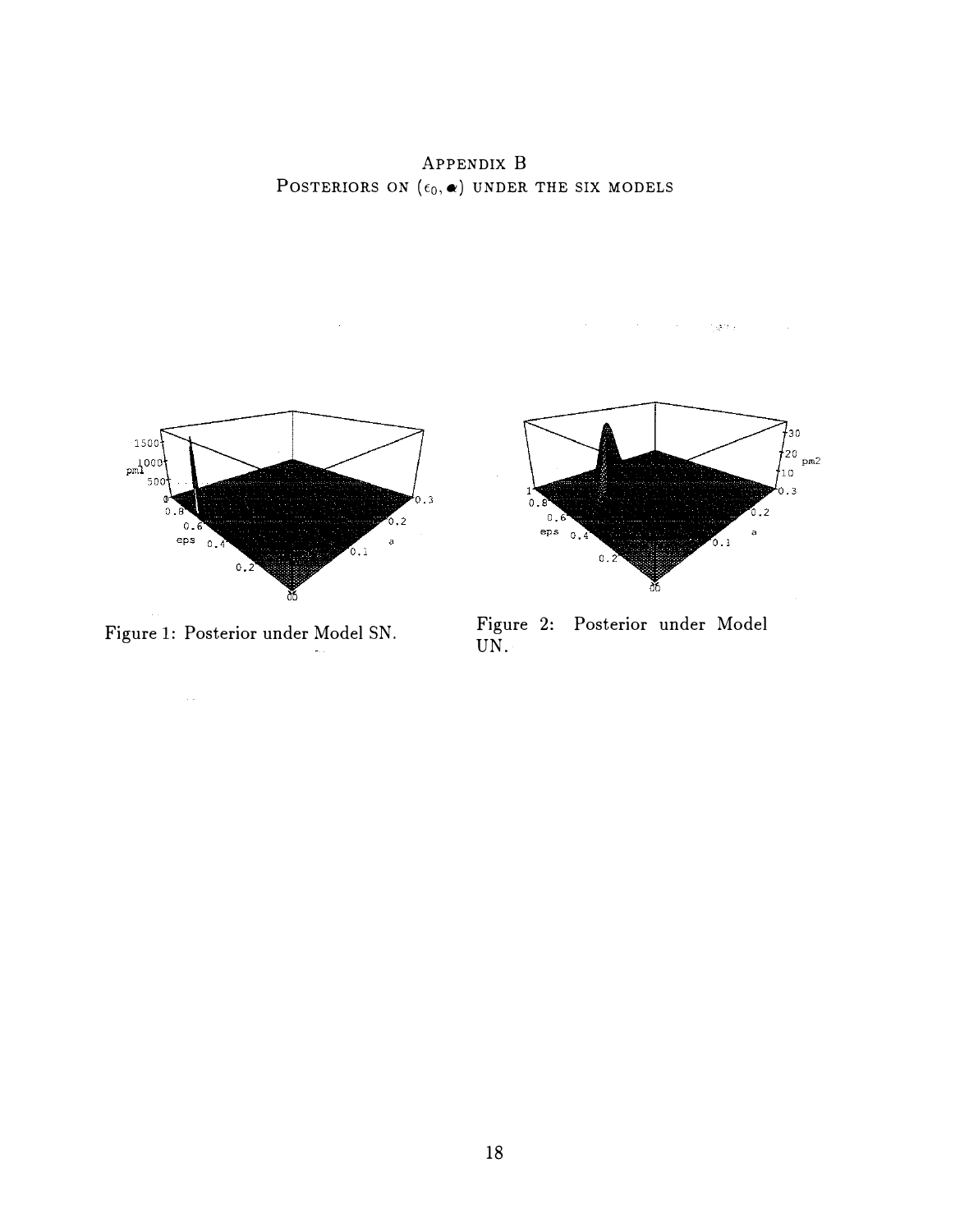# Appendix B

## Posteriors on $(\epsilon_0, \alpha)$ under the six models

Figure 1: Posterior under Model SN.

Figure 2: Posterior under Model UN.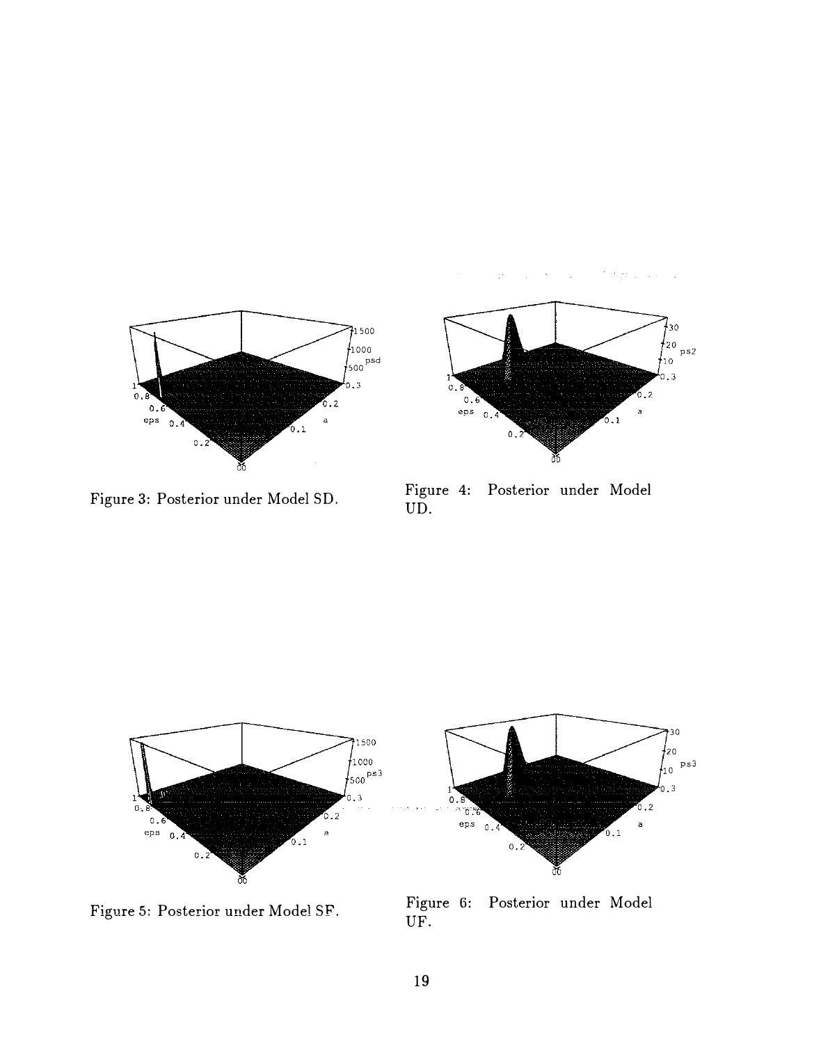1500
1000
500
psd
0.3
0.2
a
0.1
0
1
0.8
0.6
eps
0.4
0.2
0

Figure 3: Posterior under Model SD.

30
20
10
ps2
0.3
0.2
a
0.1
0
1
0.8
0.6
eps
0.4
0.2
0

Figure 4: Posterior under Model UD.

1500
1000
500
ps3
0.3
0.2
a
0.1
0
1
0.8
0.6
eps
0.4
0.2
0

Figure 5: Posterior under Model SF.

30
20
10
ps3
0.3
0.2
a
0.1
0
1
0.8
0.6
eps
0.4
0.2
0

Figure 6: Posterior under Model UF.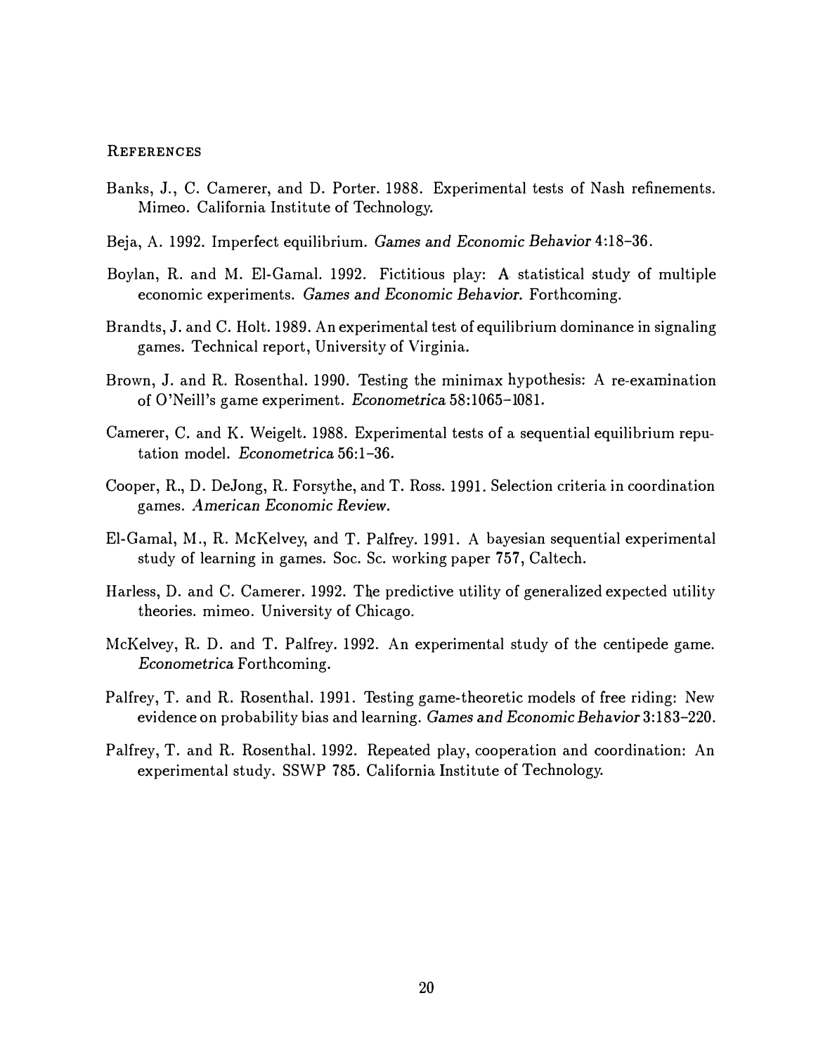## REFERENCES

Banks, J., C. Camerer, and D. Porter. 1988. Experimental tests of Nash refinements. Mimeo. California Institute of Technology.

Beja, A. 1992. Imperfect equilibrium. *Games and Economic Behavior* 4:18–36.

Boylan, R. and M. El-Gamal. 1992. Fictitious play: A statistical study of multiple economic experiments. *Games and Economic Behavior.* Forthcoming.

Brandts, J. and C. Holt. 1989. An experimental test of equilibrium dominance in signaling games. Technical report, University of Virginia.

Brown, J. and R. Rosenthal. 1990. Testing the minimax hypothesis: A re-examination of O'Neill's game experiment. *Econometrica* 58:1065–1081.

Camerer, C. and K. Weigelt. 1988. Experimental tests of a sequential equilibrium reputation model. *Econometrica* 56:1–36.

Cooper, R., D. DeJong, R. Forsythe, and T. Ross. 1991. Selection criteria in coordination games. *American Economic Review.*

El-Gamal, M., R. McKelvey, and T. Palfrey. 1991. A bayesian sequential experimental study of learning in games. Soc. Sc. working paper 757, Caltech.

Harless, D. and C. Camerer. 1992. The predictive utility of generalized expected utility theories. mimeo. University of Chicago.

McKelvey, R. D. and T. Palfrey. 1992. An experimental study of the centipede game. *Econometrica* Forthcoming.

Palfrey, T. and R. Rosenthal. 1991. Testing game-theoretic models of free riding: New evidence on probability bias and learning. *Games and Economic Behavior* 3:183–220.

Palfrey, T. and R. Rosenthal. 1992. Repeated play, cooperation and coordination: An experimental study. SSWP 785. California Institute of Technology.